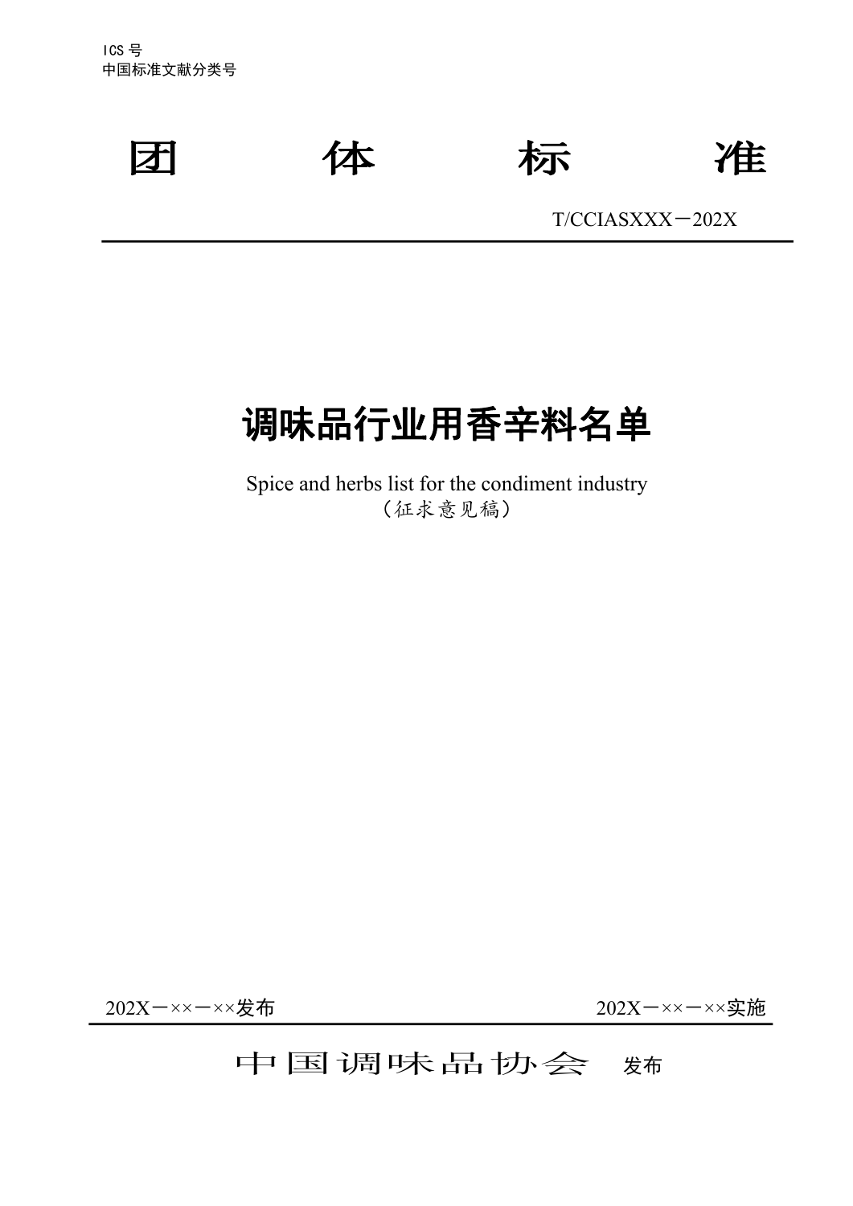ICS 号
中国标准文献分类号

# 团　　　体　　　标　　　准

T/CCIASXXX－202X

# 调味品行业用香辛料名单

Spice and herbs list for the condiment industry

（征求意见稿）

202X－××－××发布　　　　　　　　　　　　202X－××－××实施

中国调味品协会　发布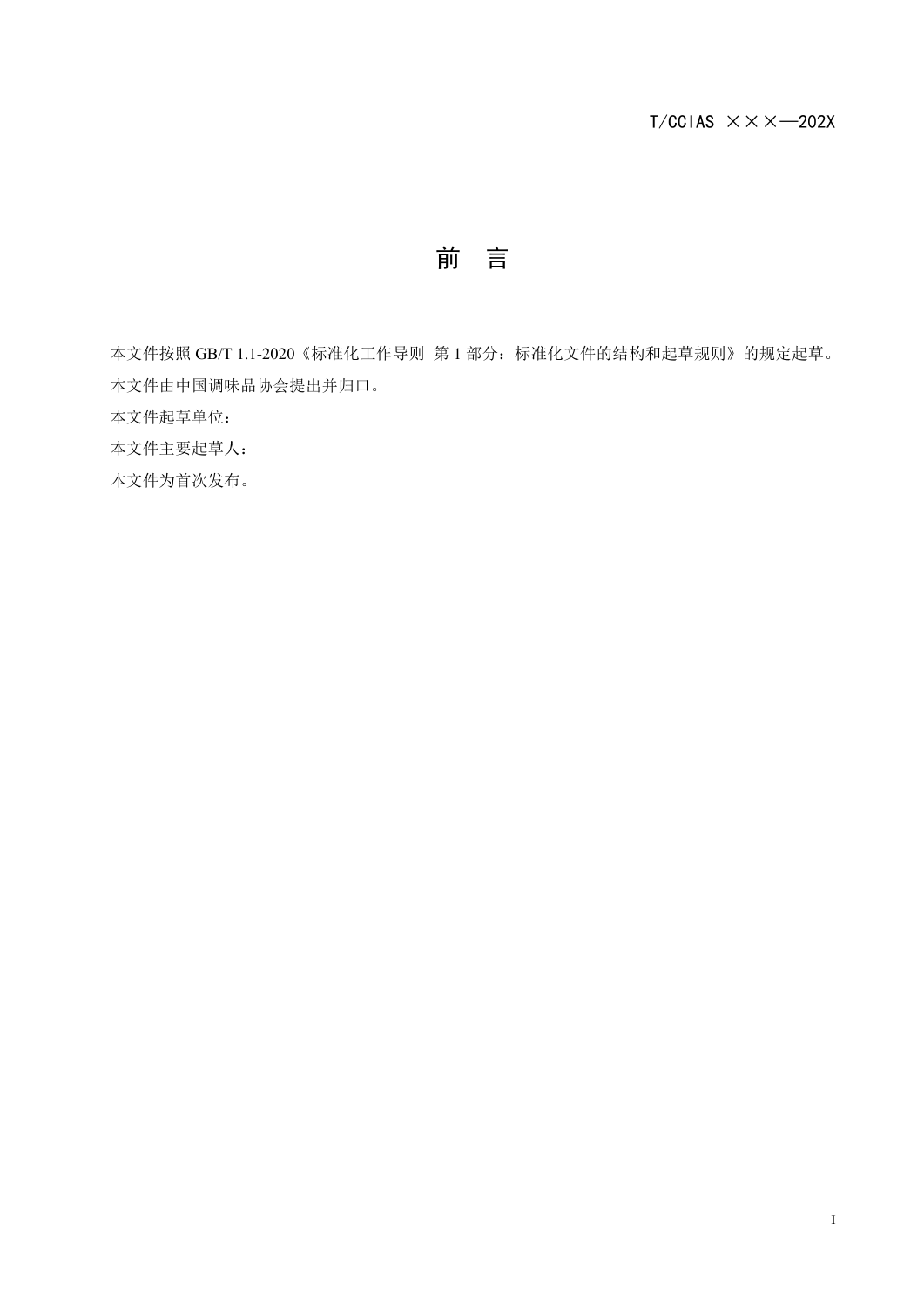# 前　言

本文件按照 GB/T 1.1-2020《标准化工作导则　第 1 部分：标准化文件的结构和起草规则》的规定起草。

本文件由中国调味品协会提出并归口。

本文件起草单位：

本文件主要起草人：

本文件为首次发布。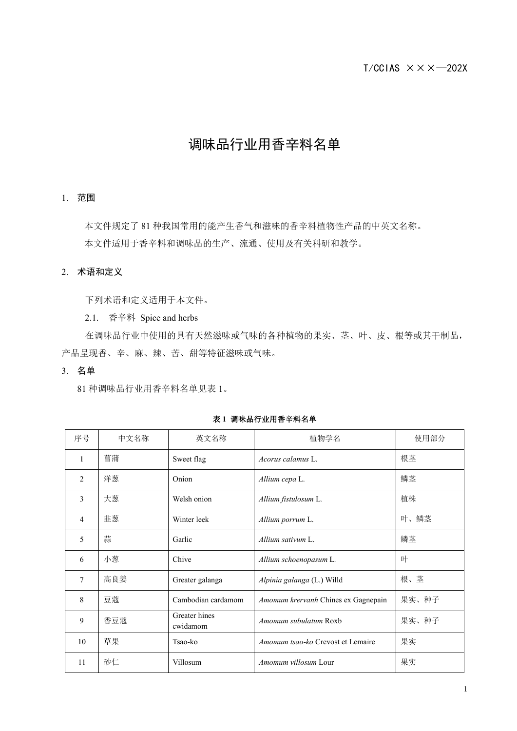T/CCIAS ×××—202X

# 调味品行业用香辛料名单

## 1. 范围

本文件规定了 81 种我国常用的能产生香气和滋味的香辛料植物性产品的中英文名称。

本文件适用于香辛料和调味品的生产、流通、使用及有关科研和教学。

## 2. 术语和定义

下列术语和定义适用于本文件。

2.1. 香辛料 Spice and herbs

在调味品行业中使用的具有天然滋味或气味的各种植物的果实、茎、叶、皮、根等或其干制品，产品呈现香、辛、麻、辣、苦、甜等特征滋味或气味。

## 3. 名单

81 种调味品行业用香辛料名单见表 1。

**表 1 调味品行业用香辛料名单**

| 序号 | 中文名称 | 英文名称 | 植物学名 | 使用部分 |
|---|---|---|---|---|
| 1 | 菖蒲 | Sweet flag | *Acorus calamus* L. | 根茎 |
| 2 | 洋葱 | Onion | *Allium cepa* L. | 鳞茎 |
| 3 | 大葱 | Welsh onion | *Allium fistulosum* L. | 植株 |
| 4 | 韭葱 | Winter leek | *Allium porrum* L. | 叶、鳞茎 |
| 5 | 蒜 | Garlic | *Allium sativum* L. | 鳞茎 |
| 6 | 小葱 | Chive | *Allium schoenopasum* L. | 叶 |
| 7 | 高良姜 | Greater galanga | *Alpinia galanga* (L.) Willd | 根、茎 |
| 8 | 豆蔻 | Cambodian cardamom | *Amomum krervanh* Chines ex Gagnepain | 果实、种子 |
| 9 | 香豆蔻 | Greater hines cwidamom | *Amomum subulatum* Roxb | 果实、种子 |
| 10 | 草果 | Tsao-ko | *Amomum tsao-ko* Crevost et Lemaire | 果实 |
| 11 | 砂仁 | Villosum | *Amomum villosum* Lour | 果实 |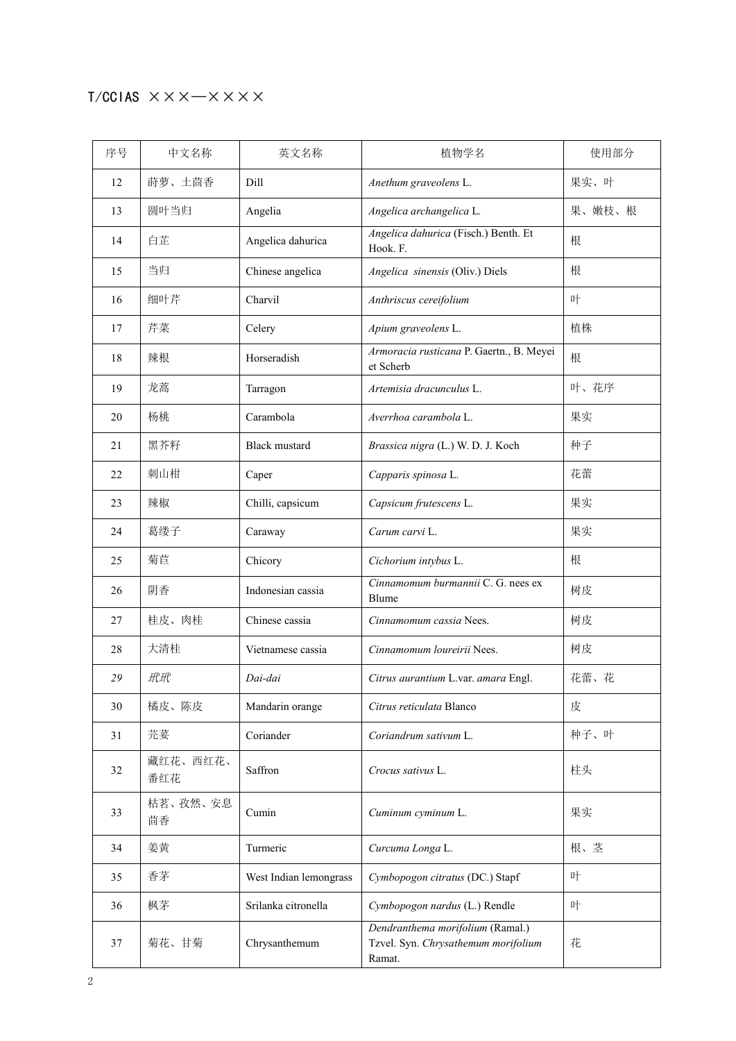| 序号 | 中文名称 | 英文名称 | 植物学名 | 使用部分 |
| --- | --- | --- | --- | --- |
| 12 | 莳萝、土茴香 | Dill | *Anethum graveolens* L. | 果实、叶 |
| 13 | 圆叶当归 | Angelia | *Angelica archangelica* L. | 果、嫩枝、根 |
| 14 | 白芷 | Angelica dahurica | *Angelica dahurica* (Fisch.) Benth. Et Hook. F. | 根 |
| 15 | 当归 | Chinese angelica | *Angelica sinensis* (Oliv.) Diels | 根 |
| 16 | 细叶芹 | Charvil | *Anthriscus cereifolium* | 叶 |
| 17 | 芹菜 | Celery | *Apium graveolens* L. | 植株 |
| 18 | 辣根 | Horseradish | *Armoracia rusticana* P. Gaertn., B. Meyei et Scherb | 根 |
| 19 | 龙蒿 | Tarragon | *Artemisia dracunculus* L. | 叶、花序 |
| 20 | 杨桃 | Carambola | *Averrhoa carambola* L. | 果实 |
| 21 | 黑芥籽 | Black mustard | *Brassica nigra* (L.) W. D. J. Koch | 种子 |
| 22 | 刺山柑 | Caper | *Capparis spinosa* L. | 花蕾 |
| 23 | 辣椒 | Chilli, capsicum | *Capsicum frutescens* L. | 果实 |
| 24 | 葛缕子 | Caraway | *Carum carvi* L. | 果实 |
| 25 | 菊苣 | Chicory | *Cichorium intybus* L. | 根 |
| 26 | 阴香 | Indonesian cassia | *Cinnamomum burmannii* C. G. nees ex Blume | 树皮 |
| 27 | 桂皮、肉桂 | Chinese cassia | *Cinnamomum cassia* Nees. | 树皮 |
| 28 | 大清桂 | Vietnamese cassia | *Cinnamomum loureirii* Nees. | 树皮 |
| *29* | *玳玳* | *Dai-dai* | *Citrus aurantium* L.var. *amara* Engl. | 花蕾、花 |
| 30 | 橘皮、陈皮 | Mandarin orange | *Citrus reticulata* Blanco | 皮 |
| 31 | 芫荽 | Coriander | *Coriandrum sativum* L. | 种子、叶 |
| 32 | 藏红花、西红花、番红花 | Saffron | *Crocus sativus* L. | 柱头 |
| 33 | 枯茗、孜然、安息茴香 | Cumin | *Cuminum cyminum* L. | 果实 |
| 34 | 姜黄 | Turmeric | *Curcuma Longa* L. | 根、茎 |
| 35 | 香茅 | West Indian lemongrass | *Cymbopogon citratus* (DC.) Stapf | 叶 |
| 36 | 枫茅 | Srilanka citronella | *Cymbopogon nardus* (L.) Rendle | 叶 |
| 37 | 菊花、甘菊 | Chrysanthemum | *Dendranthema morifolium* (Ramal.) Tzvel. Syn. *Chrysathemum morifolium* Ramat. | 花 |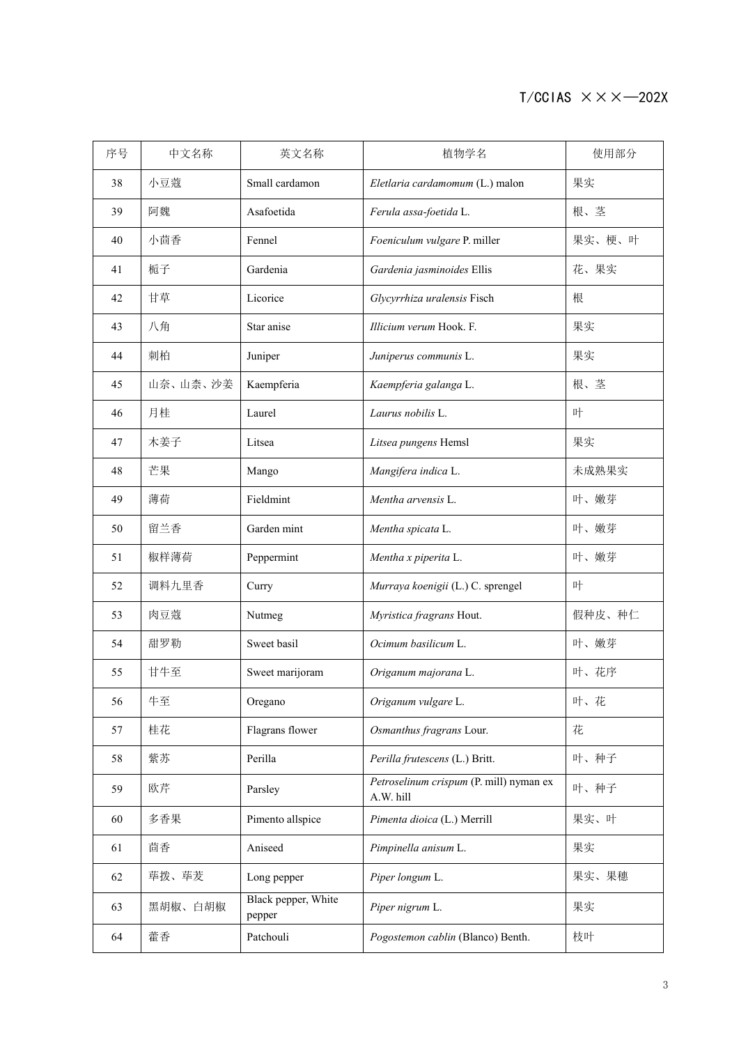| 序号 | 中文名称 | 英文名称 | 植物学名 | 使用部分 |
| --- | --- | --- | --- | --- |
| 38 | 小豆蔻 | Small cardamon | *Eletlaria cardamomum* (L.) malon | 果实 |
| 39 | 阿魏 | Asafoetida | *Ferula assa-foetida* L. | 根、茎 |
| 40 | 小茴香 | Fennel | *Foeniculum vulgare* P. miller | 果实、梗、叶 |
| 41 | 栀子 | Gardenia | *Gardenia jasminoides* Ellis | 花、果实 |
| 42 | 甘草 | Licorice | *Glycyrrhiza uralensis* Fisch | 根 |
| 43 | 八角 | Star anise | *Illicium verum* Hook. F. | 果实 |
| 44 | 刺柏 | Juniper | *Juniperus communis* L. | 果实 |
| 45 | 山奈、山柰、沙姜 | Kaempferia | *Kaempferia galanga* L. | 根、茎 |
| 46 | 月桂 | Laurel | *Laurus nobilis* L. | 叶 |
| 47 | 木姜子 | Litsea | *Litsea pungens* Hemsl | 果实 |
| 48 | 芒果 | Mango | *Mangifera indica* L. | 未成熟果实 |
| 49 | 薄荷 | Fieldmint | *Mentha arvensis* L. | 叶、嫩芽 |
| 50 | 留兰香 | Garden mint | *Mentha spicata* L. | 叶、嫩芽 |
| 51 | 椒样薄荷 | Peppermint | *Mentha x piperita* L. | 叶、嫩芽 |
| 52 | 调料九里香 | Curry | *Murraya koenigii* (L.) C. sprengel | 叶 |
| 53 | 肉豆蔻 | Nutmeg | *Myristica fragrans* Hout. | 假种皮、种仁 |
| 54 | 甜罗勒 | Sweet basil | *Ocimum basilicum* L. | 叶、嫩芽 |
| 55 | 甘牛至 | Sweet marijoram | *Origanum majorana* L. | 叶、花序 |
| 56 | 牛至 | Oregano | *Origanum vulgare* L. | 叶、花 |
| 57 | 桂花 | Flagrans flower | *Osmanthus fragrans* Lour. | 花 |
| 58 | 紫苏 | Perilla | *Perilla frutescens* (L.) Britt. | 叶、种子 |
| 59 | 欧芹 | Parsley | *Petroselinum crispum* (P. mill) nyman ex A.W. hill | 叶、种子 |
| 60 | 多香果 | Pimento allspice | *Pimenta dioica* (L.) Merrill | 果实、叶 |
| 61 | 茴香 | Aniseed | *Pimpinella anisum* L. | 果实 |
| 62 | 荜拨、荜茇 | Long pepper | *Piper longum* L. | 果实、果穗 |
| 63 | 黑胡椒、白胡椒 | Black pepper, White pepper | *Piper nigrum* L. | 果实 |
| 64 | 藿香 | Patchouli | *Pogostemon cablin* (Blanco) Benth. | 枝叶 |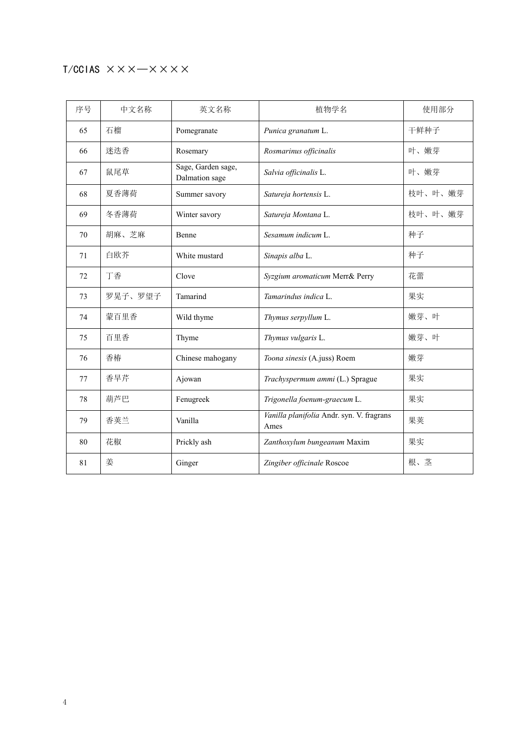| 序号 | 中文名称 | 英文名称 | 植物学名 | 使用部分 |
| --- | --- | --- | --- | --- |
| 65 | 石榴 | Pomegranate | *Punica granatum* L. | 干鲜种子 |
| 66 | 迷迭香 | Rosemary | *Rosmarinus officinalis* | 叶、嫩芽 |
| 67 | 鼠尾草 | Sage, Garden sage, Dalmation sage | *Salvia officinalis* L. | 叶、嫩芽 |
| 68 | 夏香薄荷 | Summer savory | *Satureja hortensis* L. | 枝叶、叶、嫩芽 |
| 69 | 冬香薄荷 | Winter savory | *Satureja Montana* L. | 枝叶、叶、嫩芽 |
| 70 | 胡麻、芝麻 | Benne | *Sesamum indicum* L. | 种子 |
| 71 | 白欧芥 | White mustard | *Sinapis alba* L. | 种子 |
| 72 | 丁香 | Clove | *Syzgium aromaticum* Merr& Perry | 花蕾 |
| 73 | 罗晃子、罗望子 | Tamarind | *Tamarindus indica* L. | 果实 |
| 74 | 蒙百里香 | Wild thyme | *Thymus serpyllum* L. | 嫩芽、叶 |
| 75 | 百里香 | Thyme | *Thymus vulgaris* L. | 嫩芽、叶 |
| 76 | 香椿 | Chinese mahogany | *Toona sinesis* (A.juss) Roem | 嫩芽 |
| 77 | 香旱芹 | Ajowan | *Trachyspermum ammi* (L.) Sprague | 果实 |
| 78 | 葫芦巴 | Fenugreek | *Trigonella foenum-graecum* L. | 果实 |
| 79 | 香荚兰 | Vanilla | *Vanilla planifolia* Andr. syn. V. fragrans Ames | 果荚 |
| 80 | 花椒 | Prickly ash | *Zanthoxylum bungeanum* Maxim | 果实 |
| 81 | 姜 | Ginger | *Zingiber officinale* Roscoe | 根、茎 |